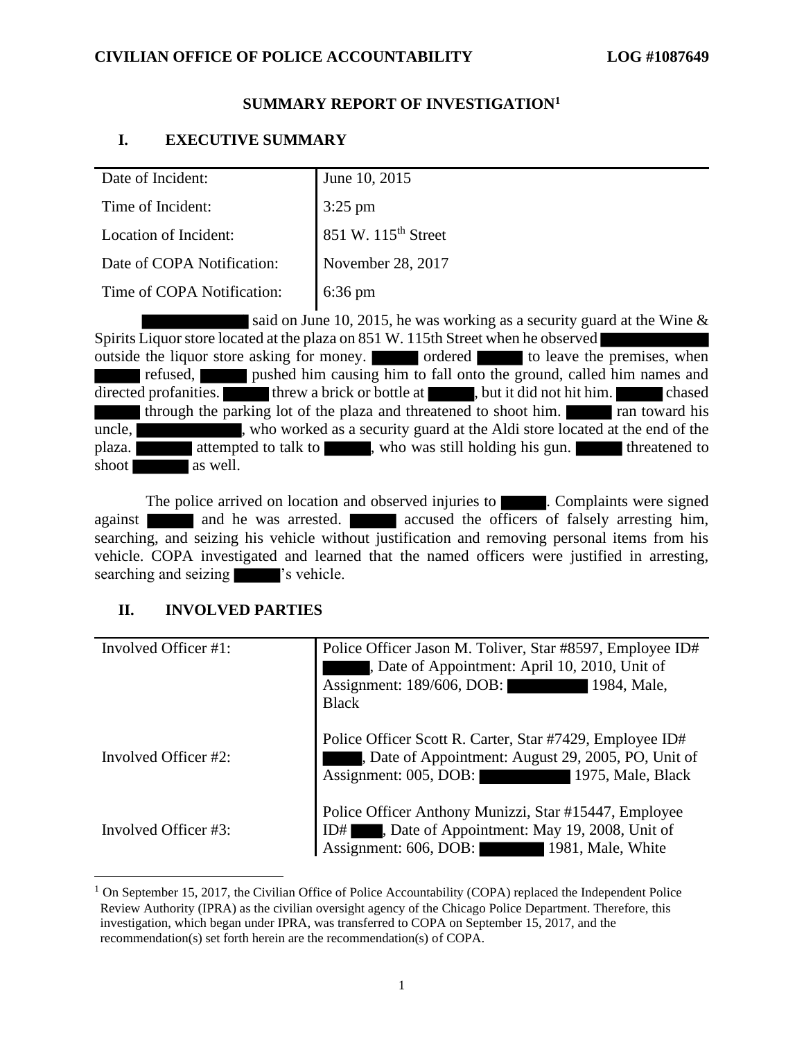**CIVILIAN OFFICE OF POLICE ACCOUNTABILITY** **LOG #1087649**

# SUMMARY REPORT OF INVESTIGATION[1]

## I. EXECUTIVE SUMMARY

| | |
|---|---|
| Date of Incident: | June 10, 2015 |
| Time of Incident: | 3:25 pm |
| Location of Incident: | 851 W. 115th Street |
| Date of COPA Notification: | November 28, 2017 |
| Time of COPA Notification: | 6:36 pm |

███████ said on June 10, 2015, he was working as a security guard at the Wine & Spirits Liquor store located at the plaza on 851 W. 115th Street when he observed ███████ outside the liquor store asking for money. ███ ordered ███ to leave the premises, when ███ refused, ███ pushed him causing him to fall onto the ground, called him names and directed profanities. ███ threw a brick or bottle at ███, but it did not hit him. ███ chased ███ through the parking lot of the plaza and threatened to shoot him. ███ ran toward his uncle, ███████, who worked as a security guard at the Aldi store located at the end of the plaza. ███ attempted to talk to ███, who was still holding his gun. ███ threatened to shoot ███ as well.

The police arrived on location and observed injuries to ███. Complaints were signed against ███ and he was arrested. ███ accused the officers of falsely arresting him, searching, and seizing his vehicle without justification and removing personal items from his vehicle. COPA investigated and learned that the named officers were justified in arresting, searching and seizing ███'s vehicle.

## II. INVOLVED PARTIES

| | |
|---|---|
| Involved Officer #1: | Police Officer Jason M. Toliver, Star #8597, Employee ID# ███, Date of Appointment: April 10, 2010, Unit of Assignment: 189/606, DOB: ███ 1984, Male, Black |
| Involved Officer #2: | Police Officer Scott R. Carter, Star #7429, Employee ID# ███, Date of Appointment: August 29, 2005, PO, Unit of Assignment: 005, DOB: ███ 1975, Male, Black |
| Involved Officer #3: | Police Officer Anthony Munizzi, Star #15447, Employee ID# ███, Date of Appointment: May 19, 2008, Unit of Assignment: 606, DOB: ███ 1981, Male, White |

[1] On September 15, 2017, the Civilian Office of Police Accountability (COPA) replaced the Independent Police Review Authority (IPRA) as the civilian oversight agency of the Chicago Police Department. Therefore, this investigation, which began under IPRA, was transferred to COPA on September 15, 2017, and the recommendation(s) set forth herein are the recommendation(s) of COPA.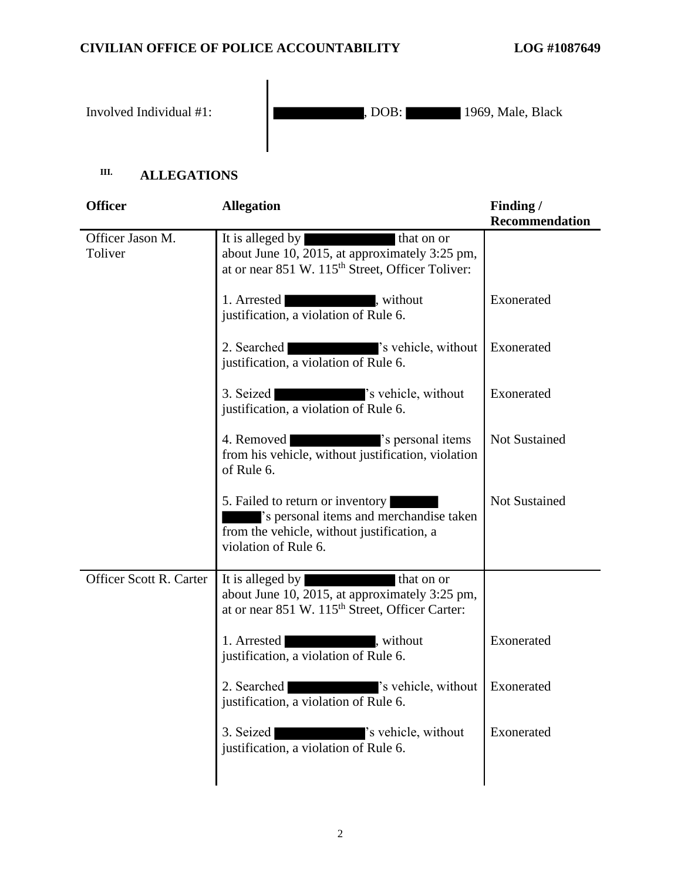| Involved Individual #1: | ████████, DOB: ██████ 1969, Male, Black |
|---|---|

## III. ALLEGATIONS

| Officer | Allegation | Finding / Recommendation |
|---|---|---|
| Officer Jason M. Toliver | It is alleged by ████████ that on or about June 10, 2015, at approximately 3:25 pm, at or near 851 W. 115th Street, Officer Toliver: | |
| | 1. Arrested ████████, without justification, a violation of Rule 6. | Exonerated |
| | 2. Searched ████████'s vehicle, without justification, a violation of Rule 6. | Exonerated |
| | 3. Seized ████████'s vehicle, without justification, a violation of Rule 6. | Exonerated |
| | 4. Removed ████████'s personal items from his vehicle, without justification, violation of Rule 6. | Not Sustained |
| | 5. Failed to return or inventory ████████'s personal items and merchandise taken from the vehicle, without justification, a violation of Rule 6. | Not Sustained |
| Officer Scott R. Carter | It is alleged by ████████ that on or about June 10, 2015, at approximately 3:25 pm, at or near 851 W. 115th Street, Officer Carter: | |
| | 1. Arrested ████████, without justification, a violation of Rule 6. | Exonerated |
| | 2. Searched ████████'s vehicle, without justification, a violation of Rule 6. | Exonerated |
| | 3. Seized ████████'s vehicle, without justification, a violation of Rule 6. | Exonerated |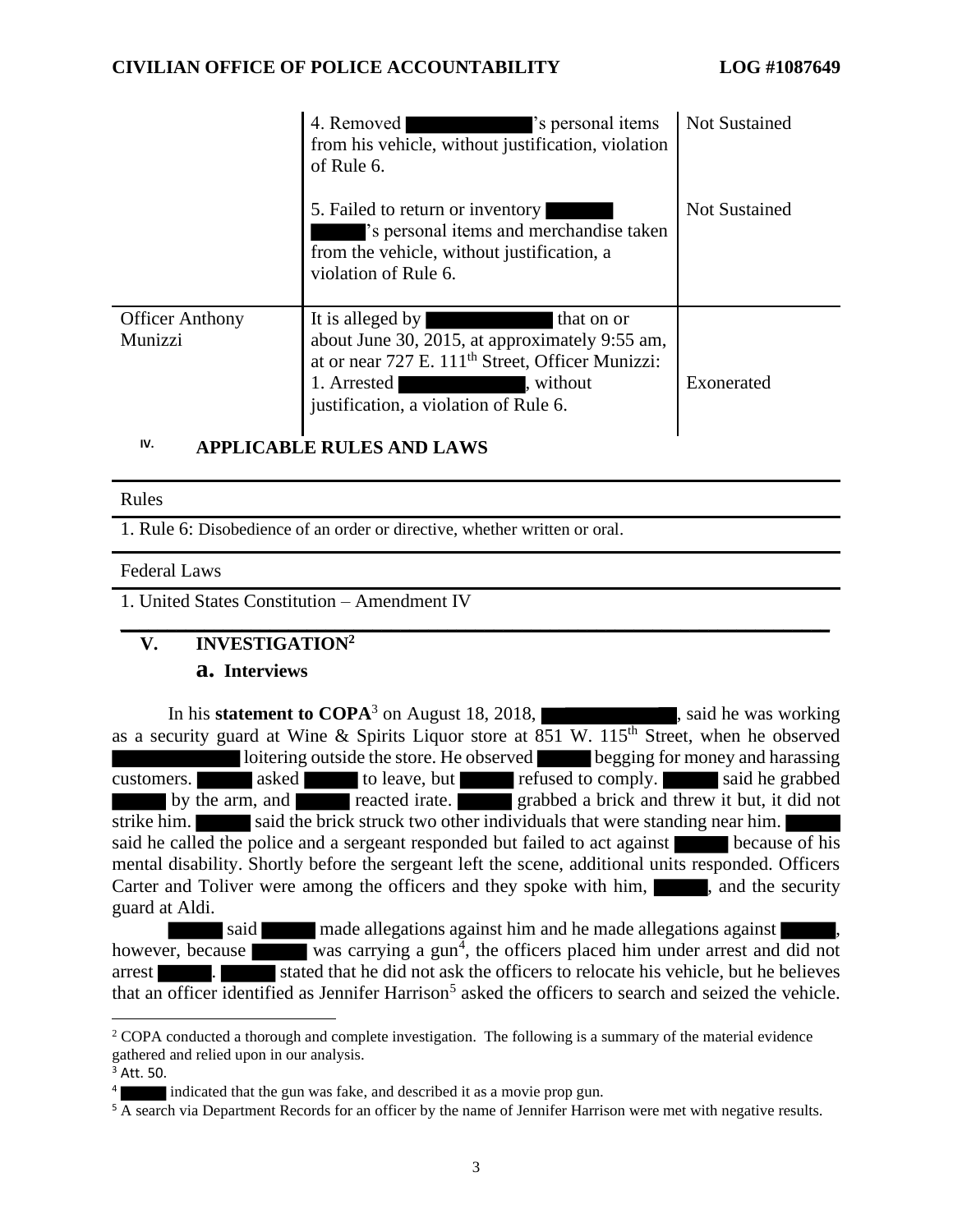| | | |
|---|---|---|
| | 4. Removed ████████'s personal items from his vehicle, without justification, violation of Rule 6. | Not Sustained |
| | 5. Failed to return or inventory ████ ████'s personal items and merchandise taken from the vehicle, without justification, a violation of Rule 6. | Not Sustained |
| Officer Anthony Munizzi | It is alleged by ████████ that on or about June 30, 2015, at approximately 9:55 am, at or near 727 E. 111th Street, Officer Munizzi: 1. Arrested ████████, without justification, a violation of Rule 6. | Exonerated |

## IV. APPLICABLE RULES AND LAWS

| Rules |
|---|
| 1. Rule 6: Disobedience of an order or directive, whether written or oral. |

| Federal Laws |
|---|
| 1. United States Constitution – Amendment IV |

## V. INVESTIGATION[2]

### a. Interviews

In his **statement to COPA**[3] on August 18, 2018, ████████, said he was working as a security guard at Wine & Spirits Liquor store at 851 W. 115th Street, when he observed ████████ loitering outside the store. He observed ████ begging for money and harassing customers. ████ asked ████ to leave, but ████ refused to comply. ████ said he grabbed ████ by the arm, and ████ reacted irate. ████ grabbed a brick and threw it but, it did not strike him. ████ said the brick struck two other individuals that were standing near him. ████ said he called the police and a sergeant responded but failed to act against ████ because of his mental disability. Shortly before the sergeant left the scene, additional units responded. Officers Carter and Toliver were among the officers and they spoke with him, ████, and the security guard at Aldi.

████ said ████ made allegations against him and he made allegations against ████, however, because ████ was carrying a gun[4], the officers placed him under arrest and did not arrest ████. ████ stated that he did not ask the officers to relocate his vehicle, but he believes that an officer identified as Jennifer Harrison[5] asked the officers to search and seized the vehicle.

---

[2] COPA conducted a thorough and complete investigation. The following is a summary of the material evidence gathered and relied upon in our analysis.

[3] Att. 50.

[4] ████ indicated that the gun was fake, and described it as a movie prop gun.

[5] A search via Department Records for an officer by the name of Jennifer Harrison were met with negative results.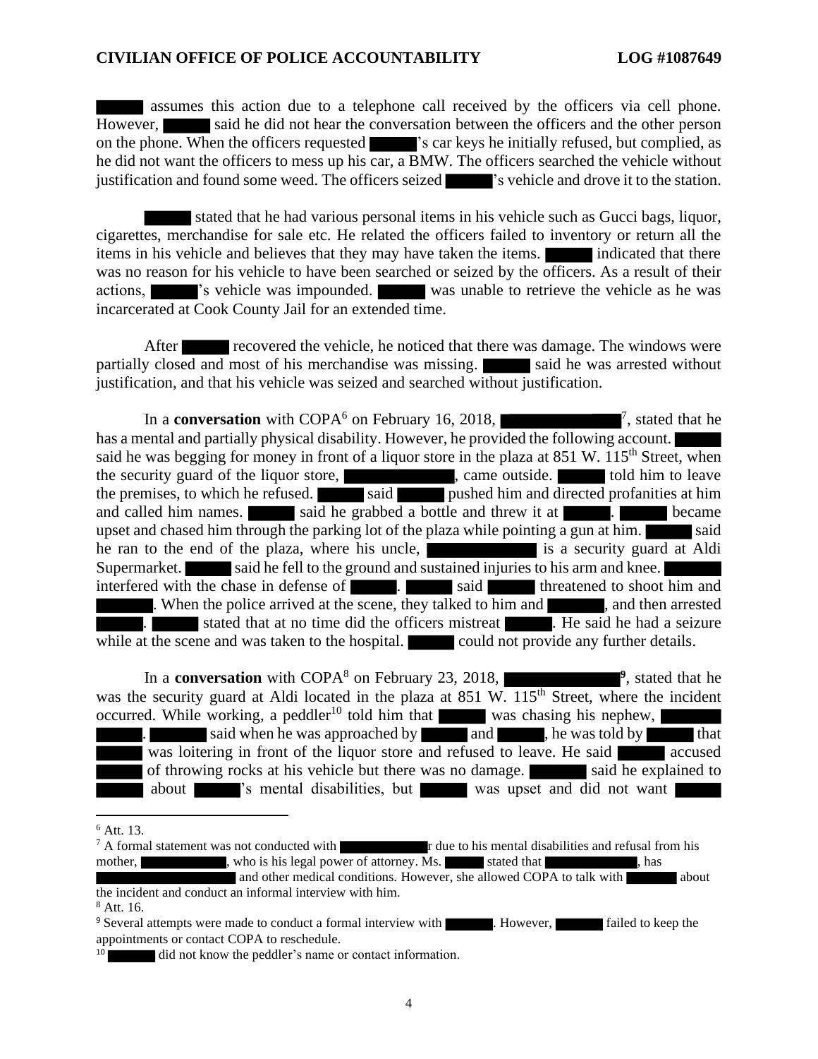assumes this action due to a telephone call received by the officers via cell phone. However, said he did not hear the conversation between the officers and the other person on the phone. When the officers requested 's car keys he initially refused, but complied, as he did not want the officers to mess up his car, a BMW. The officers searched the vehicle without justification and found some weed. The officers seized 's vehicle and drove it to the station.

stated that he had various personal items in his vehicle such as Gucci bags, liquor, cigarettes, merchandise for sale etc. He related the officers failed to inventory or return all the items in his vehicle and believes that they may have taken the items. indicated that there was no reason for his vehicle to have been searched or seized by the officers. As a result of their actions, 's vehicle was impounded. was unable to retrieve the vehicle as he was incarcerated at Cook County Jail for an extended time.

After recovered the vehicle, he noticed that there was damage. The windows were partially closed and most of his merchandise was missing. said he was arrested without justification, and that his vehicle was seized and searched without justification.

In a **conversation** with COPA[6] on February 16, 2018, [7], stated that he has a mental and partially physical disability. However, he provided the following account. said he was begging for money in front of a liquor store in the plaza at 851 W. 115th Street, when the security guard of the liquor store, , came outside. told him to leave the premises, to which he refused. said pushed him and directed profanities at him and called him names. said he grabbed a bottle and threw it at . became upset and chased him through the parking lot of the plaza while pointing a gun at him. said he ran to the end of the plaza, where his uncle, is a security guard at Aldi Supermarket. said he fell to the ground and sustained injuries to his arm and knee. interfered with the chase in defense of . said threatened to shoot him and . When the police arrived at the scene, they talked to him and , and then arrested . stated that at no time did the officers mistreat . He said he had a seizure while at the scene and was taken to the hospital. could not provide any further details.

In a **conversation** with COPA[8] on February 23, 2018, [9], stated that he was the security guard at Aldi located in the plaza at 851 W. 115th Street, where the incident occurred. While working, a peddler[10] told him that was chasing his nephew, . said when he was approached by and , he was told by that was loitering in front of the liquor store and refused to leave. He said accused of throwing rocks at his vehicle but there was no damage. said he explained to about 's mental disabilities, but was upset and did not want

---

[6] Att. 13.

[7] A formal statement was not conducted with r due to his mental disabilities and refusal from his mother, , who is his legal power of attorney. Ms. stated that , has and other medical conditions. However, she allowed COPA to talk with about the incident and conduct an informal interview with him.

[8] Att. 16.

[9] Several attempts were made to conduct a formal interview with . However, failed to keep the appointments or contact COPA to reschedule.

[10] did not know the peddler's name or contact information.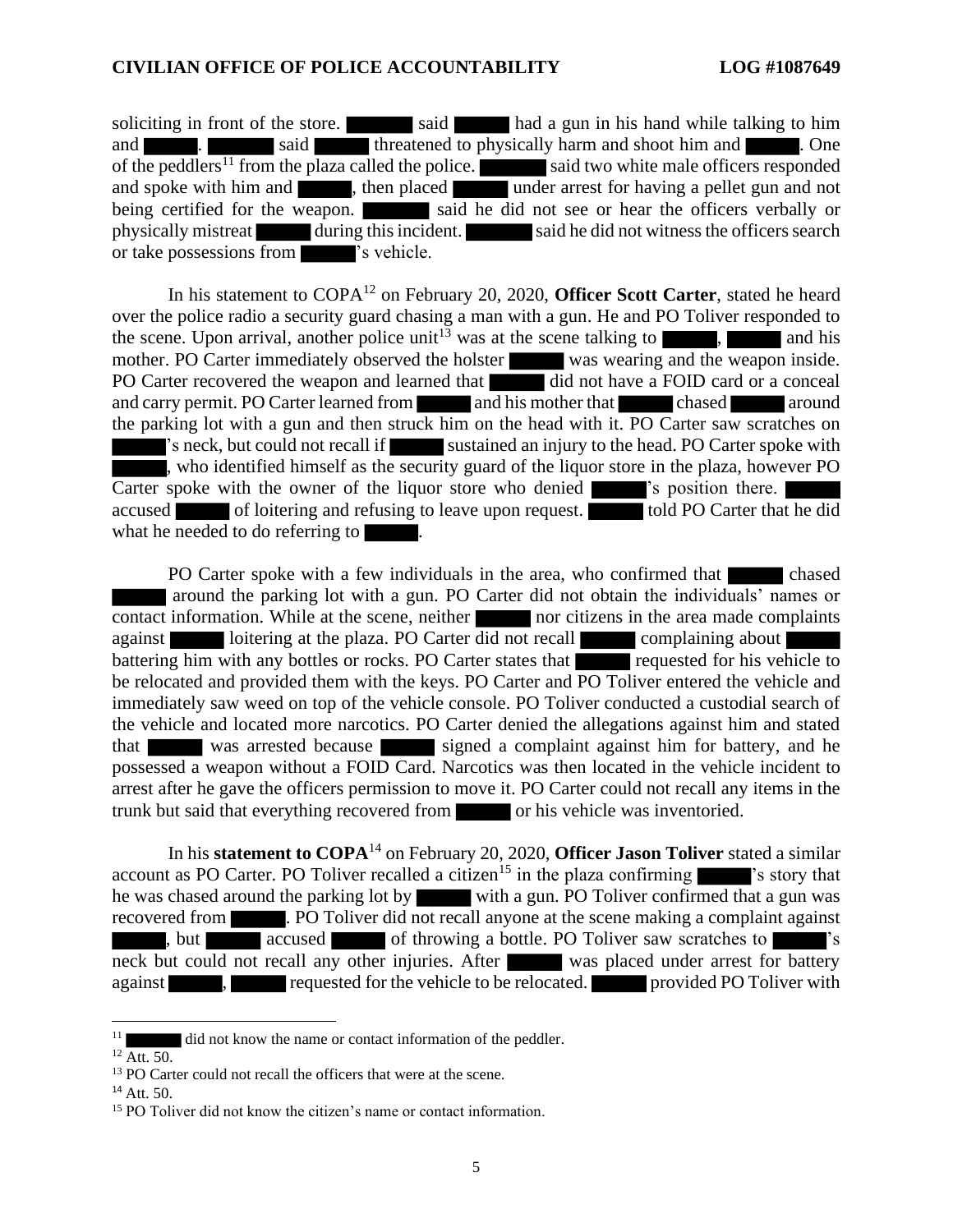soliciting in front of the store. ██████ said █████ had a gun in his hand while talking to him and █████. ██████ said █████ threatened to physically harm and shoot him and █████. One of the peddlers[11] from the plaza called the police. ██████ said two white male officers responded and spoke with him and █████, then placed █████ under arrest for having a pellet gun and not being certified for the weapon. ██████ said he did not see or hear the officers verbally or physically mistreat █████ during this incident. ██████ said he did not witness the officers search or take possessions from █████'s vehicle.

In his statement to COPA[12] on February 20, 2020, **Officer Scott Carter**, stated he heard over the police radio a security guard chasing a man with a gun. He and PO Toliver responded to the scene. Upon arrival, another police unit[13] was at the scene talking to █████, █████ and his mother. PO Carter immediately observed the holster █████ was wearing and the weapon inside. PO Carter recovered the weapon and learned that █████ did not have a FOID card or a conceal and carry permit. PO Carter learned from █████ and his mother that █████ chased █████ around the parking lot with a gun and then struck him on the head with it. PO Carter saw scratches on █████'s neck, but could not recall if █████ sustained an injury to the head. PO Carter spoke with █████, who identified himself as the security guard of the liquor store in the plaza, however PO Carter spoke with the owner of the liquor store who denied █████'s position there. █████ accused █████ of loitering and refusing to leave upon request. █████ told PO Carter that he did what he needed to do referring to █████.

PO Carter spoke with a few individuals in the area, who confirmed that █████ chased █████ around the parking lot with a gun. PO Carter did not obtain the individuals' names or contact information. While at the scene, neither █████ nor citizens in the area made complaints against █████ loitering at the plaza. PO Carter did not recall █████ complaining about █████ battering him with any bottles or rocks. PO Carter states that █████ requested for his vehicle to be relocated and provided them with the keys. PO Carter and PO Toliver entered the vehicle and immediately saw weed on top of the vehicle console. PO Toliver conducted a custodial search of the vehicle and located more narcotics. PO Carter denied the allegations against him and stated that █████ was arrested because █████ signed a complaint against him for battery, and he possessed a weapon without a FOID Card. Narcotics was then located in the vehicle incident to arrest after he gave the officers permission to move it. PO Carter could not recall any items in the trunk but said that everything recovered from █████ or his vehicle was inventoried.

In his **statement to COPA**[14] on February 20, 2020, **Officer Jason Toliver** stated a similar account as PO Carter. PO Toliver recalled a citizen[15] in the plaza confirming █████'s story that he was chased around the parking lot by █████ with a gun. PO Toliver confirmed that a gun was recovered from █████. PO Toliver did not recall anyone at the scene making a complaint against █████, but █████ accused █████ of throwing a bottle. PO Toliver saw scratches to █████'s neck but could not recall any other injuries. After █████ was placed under arrest for battery against █████, █████ requested for the vehicle to be relocated. █████ provided PO Toliver with

---

[11] ██████ did not know the name or contact information of the peddler.

[12] Att. 50.

[13] PO Carter could not recall the officers that were at the scene.

[14] Att. 50.

[15] PO Toliver did not know the citizen's name or contact information.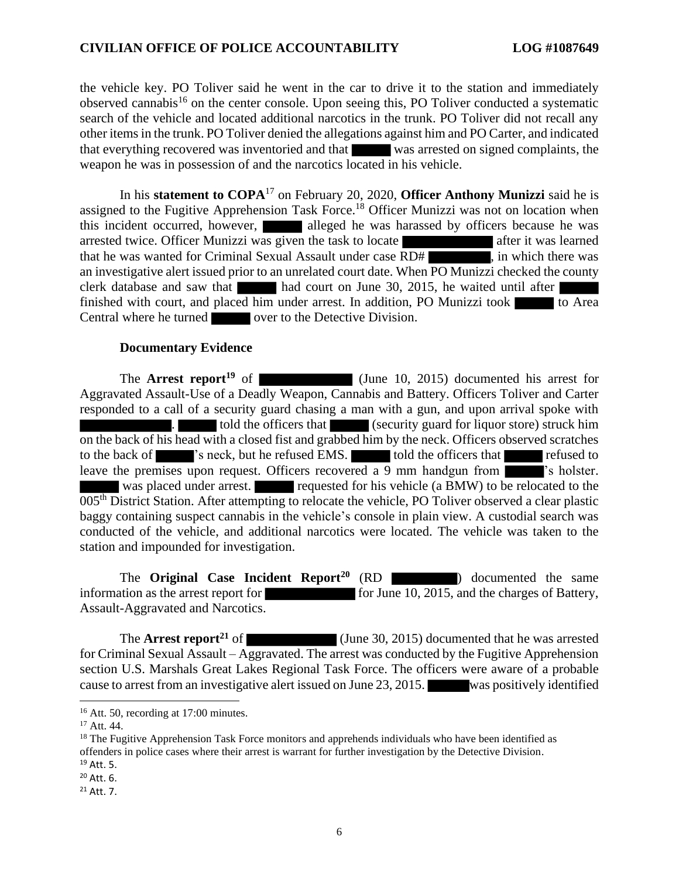the vehicle key. PO Toliver said he went in the car to drive it to the station and immediately observed cannabis[16] on the center console. Upon seeing this, PO Toliver conducted a systematic search of the vehicle and located additional narcotics in the trunk. PO Toliver did not recall any other items in the trunk. PO Toliver denied the allegations against him and PO Carter, and indicated that everything recovered was inventoried and that ████ was arrested on signed complaints, the weapon he was in possession of and the narcotics located in his vehicle.

In his **statement to COPA**[17] on February 20, 2020, **Officer Anthony Munizzi** said he is assigned to the Fugitive Apprehension Task Force.[18] Officer Munizzi was not on location when this incident occurred, however, ████ alleged he was harassed by officers because he was arrested twice. Officer Munizzi was given the task to locate ████████ after it was learned that he was wanted for Criminal Sexual Assault under case RD# ██████, in which there was an investigative alert issued prior to an unrelated court date. When PO Munizzi checked the county clerk database and saw that ████ had court on June 30, 2015, he waited until after ████ finished with court, and placed him under arrest. In addition, PO Munizzi took ████ to Area Central where he turned ████ over to the Detective Division.

**Documentary Evidence**

The **Arrest report**[19] of ████████ (June 10, 2015) documented his arrest for Aggravated Assault-Use of a Deadly Weapon, Cannabis and Battery. Officers Toliver and Carter responded to a call of a security guard chasing a man with a gun, and upon arrival spoke with ████████. ████ told the officers that ████ (security guard for liquor store) struck him on the back of his head with a closed fist and grabbed him by the neck. Officers observed scratches to the back of ████'s neck, but he refused EMS. ████ told the officers that ████ refused to leave the premises upon request. Officers recovered a 9 mm handgun from ████'s holster. ████ was placed under arrest. ████ requested for his vehicle (a BMW) to be relocated to the 005th District Station. After attempting to relocate the vehicle, PO Toliver observed a clear plastic baggy containing suspect cannabis in the vehicle's console in plain view. A custodial search was conducted of the vehicle, and additional narcotics were located. The vehicle was taken to the station and impounded for investigation.

The **Original Case Incident Report**[20] (RD ██████) documented the same information as the arrest report for ████████ for June 10, 2015, and the charges of Battery, Assault-Aggravated and Narcotics.

The **Arrest report**[21] of ████████ (June 30, 2015) documented that he was arrested for Criminal Sexual Assault – Aggravated. The arrest was conducted by the Fugitive Apprehension section U.S. Marshals Great Lakes Regional Task Force. The officers were aware of a probable cause to arrest from an investigative alert issued on June 23, 2015. ████ was positively identified

---

[16] Att. 50, recording at 17:00 minutes.

[17] Att. 44.

[18] The Fugitive Apprehension Task Force monitors and apprehends individuals who have been identified as offenders in police cases where their arrest is warrant for further investigation by the Detective Division.

[19] Att. 5.

[20] Att. 6.

[21] Att. 7.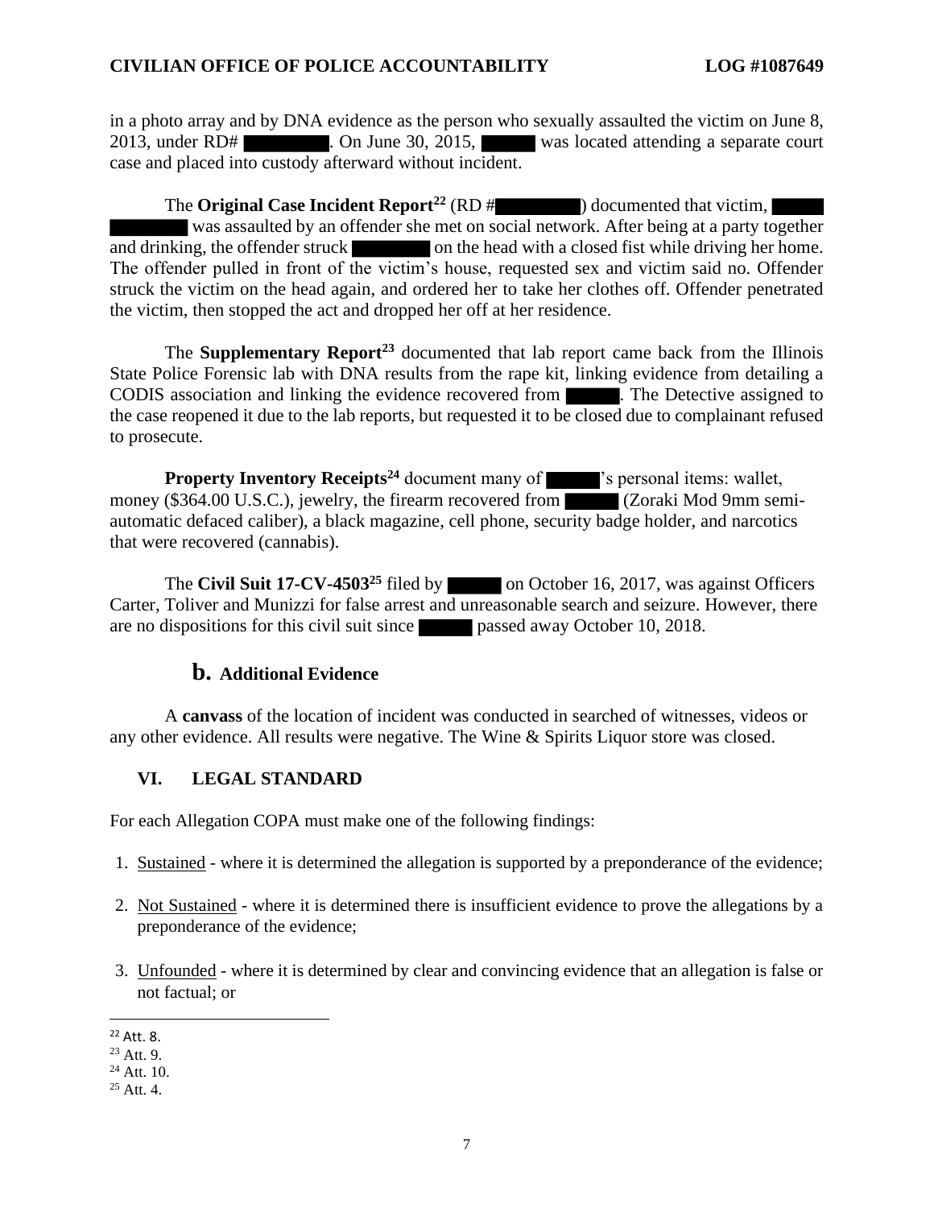in a photo array and by DNA evidence as the person who sexually assaulted the victim on June 8, 2013, under RD# ████████. On June 30, 2015, █████ was located attending a separate court case and placed into custody afterward without incident.

The **Original Case Incident Report**[22] (RD #████████) documented that victim, █████ ████████ was assaulted by an offender she met on social network. After being at a party together and drinking, the offender struck ████████ on the head with a closed fist while driving her home. The offender pulled in front of the victim's house, requested sex and victim said no. Offender struck the victim on the head again, and ordered her to take her clothes off. Offender penetrated the victim, then stopped the act and dropped her off at her residence.

The **Supplementary Report**[23] documented that lab report came back from the Illinois State Police Forensic lab with DNA results from the rape kit, linking evidence from detailing a CODIS association and linking the evidence recovered from █████. The Detective assigned to the case reopened it due to the lab reports, but requested it to be closed due to complainant refused to prosecute.

**Property Inventory Receipts**[24] document many of █████'s personal items: wallet, money ($364.00 U.S.C.), jewelry, the firearm recovered from █████ (Zoraki Mod 9mm semi-automatic defaced caliber), a black magazine, cell phone, security badge holder, and narcotics that were recovered (cannabis).

The **Civil Suit 17-CV-4503**[25] filed by █████ on October 16, 2017, was against Officers Carter, Toliver and Munizzi for false arrest and unreasonable search and seizure. However, there are no dispositions for this civil suit since █████ passed away October 10, 2018.

## b. Additional Evidence

A **canvass** of the location of incident was conducted in searched of witnesses, videos or any other evidence. All results were negative. The Wine & Spirits Liquor store was closed.

## VI. LEGAL STANDARD

For each Allegation COPA must make one of the following findings:

1. Sustained - where it is determined the allegation is supported by a preponderance of the evidence;
2. Not Sustained - where it is determined there is insufficient evidence to prove the allegations by a preponderance of the evidence;
3. Unfounded - where it is determined by clear and convincing evidence that an allegation is false or not factual; or

[22] Att. 8.
[23] Att. 9.
[24] Att. 10.
[25] Att. 4.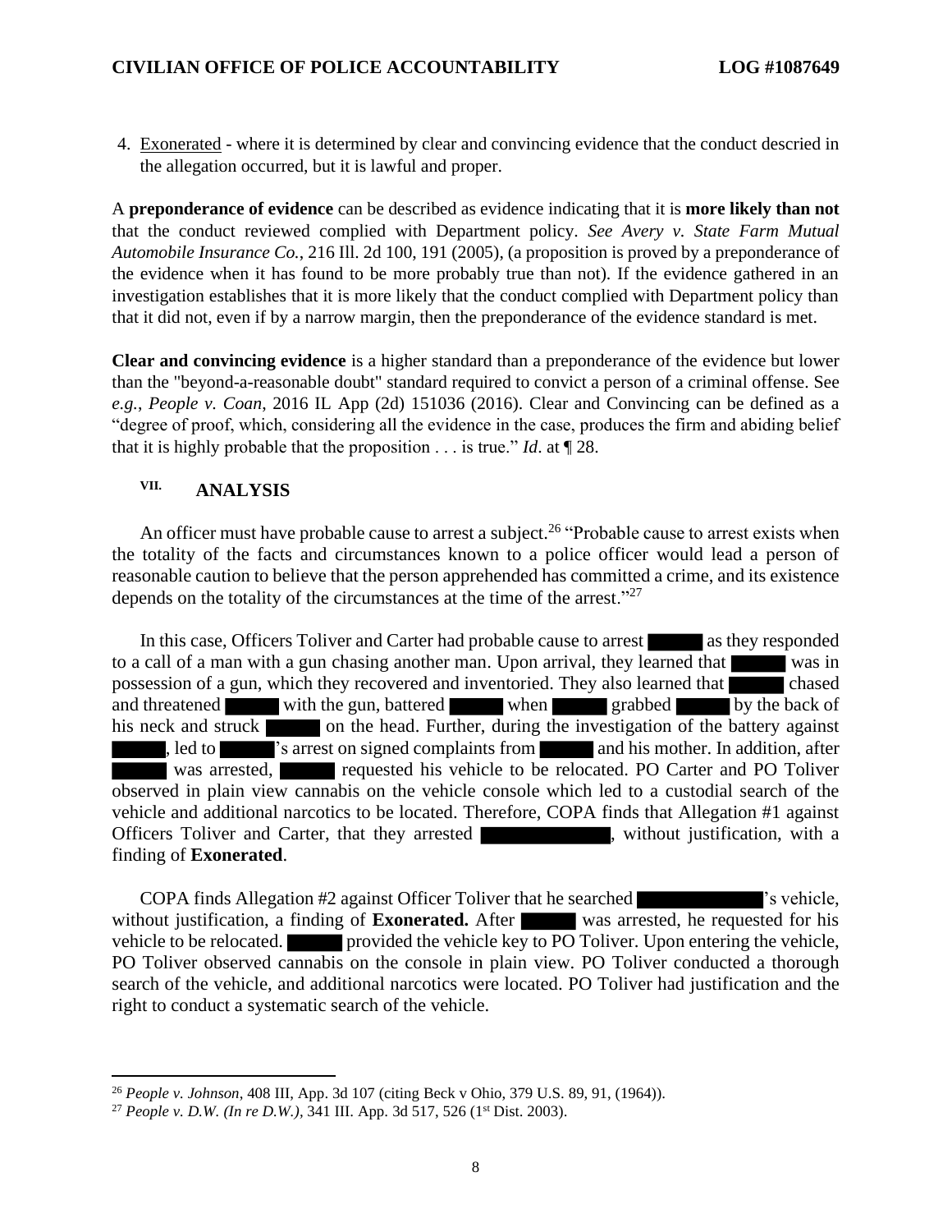4. Exonerated - where it is determined by clear and convincing evidence that the conduct descried in the allegation occurred, but it is lawful and proper.

A **preponderance of evidence** can be described as evidence indicating that it is **more likely than not** that the conduct reviewed complied with Department policy. *See Avery v. State Farm Mutual Automobile Insurance Co.*, 216 Ill. 2d 100, 191 (2005), (a proposition is proved by a preponderance of the evidence when it has found to be more probably true than not). If the evidence gathered in an investigation establishes that it is more likely that the conduct complied with Department policy than that it did not, even if by a narrow margin, then the preponderance of the evidence standard is met.

**Clear and convincing evidence** is a higher standard than a preponderance of the evidence but lower than the "beyond-a-reasonable doubt" standard required to convict a person of a criminal offense. See *e.g.*, *People v. Coan*, 2016 IL App (2d) 151036 (2016). Clear and Convincing can be defined as a "degree of proof, which, considering all the evidence in the case, produces the firm and abiding belief that it is highly probable that the proposition . . . is true." *Id*. at ¶ 28.

## VII. ANALYSIS

An officer must have probable cause to arrest a subject.[26] "Probable cause to arrest exists when the totality of the facts and circumstances known to a police officer would lead a person of reasonable caution to believe that the person apprehended has committed a crime, and its existence depends on the totality of the circumstances at the time of the arrest."[27]

In this case, Officers Toliver and Carter had probable cause to arrest ███ as they responded to a call of a man with a gun chasing another man. Upon arrival, they learned that ███ was in possession of a gun, which they recovered and inventoried. They also learned that ███ chased and threatened ███ with the gun, battered ███ when ███ grabbed ███ by the back of his neck and struck ███ on the head. Further, during the investigation of the battery against ███, led to ███'s arrest on signed complaints from ███ and his mother. In addition, after ███ was arrested, ███ requested his vehicle to be relocated. PO Carter and PO Toliver observed in plain view cannabis on the vehicle console which led to a custodial search of the vehicle and additional narcotics to be located. Therefore, COPA finds that Allegation #1 against Officers Toliver and Carter, that they arrested ███, without justification, with a finding of **Exonerated**.

COPA finds Allegation #2 against Officer Toliver that he searched ███'s vehicle, without justification, a finding of **Exonerated.** After ███ was arrested, he requested for his vehicle to be relocated. ███ provided the vehicle key to PO Toliver. Upon entering the vehicle, PO Toliver observed cannabis on the console in plain view. PO Toliver conducted a thorough search of the vehicle, and additional narcotics were located. PO Toliver had justification and the right to conduct a systematic search of the vehicle.

---

[26] *People v. Johnson*, 408 III, App. 3d 107 (citing Beck v Ohio, 379 U.S. 89, 91, (1964)).

[27] *People v. D.W. (In re D.W.),* 341 III. App. 3d 517, 526 (1st Dist. 2003).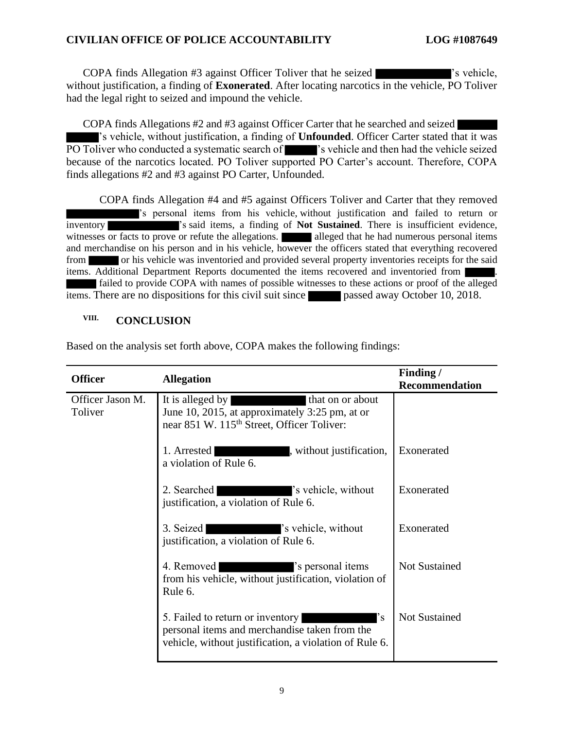COPA finds Allegation #3 against Officer Toliver that he seized ██████████'s vehicle, without justification, a finding of **Exonerated**. After locating narcotics in the vehicle, PO Toliver had the legal right to seized and impound the vehicle.

COPA finds Allegations #2 and #3 against Officer Carter that he searched and seized ██████ ██████'s vehicle, without justification, a finding of **Unfounded**. Officer Carter stated that it was PO Toliver who conducted a systematic search of ██████'s vehicle and then had the vehicle seized because of the narcotics located. PO Toliver supported PO Carter's account. Therefore, COPA finds allegations #2 and #3 against PO Carter, Unfounded.

COPA finds Allegation #4 and #5 against Officers Toliver and Carter that they removed ██████████'s personal items from his vehicle, without justification and failed to return or inventory ██████████'s said items, a finding of **Not Sustained**. There is insufficient evidence, witnesses or facts to prove or refute the allegations. ██████ alleged that he had numerous personal items and merchandise on his person and in his vehicle, however the officers stated that everything recovered from ██████ or his vehicle was inventoried and provided several property inventories receipts for the said items. Additional Department Reports documented the items recovered and inventoried from ██████. ██████ failed to provide COPA with names of possible witnesses to these actions or proof of the alleged items. There are no dispositions for this civil suit since ██████ passed away October 10, 2018.

## VIII. CONCLUSION

Based on the analysis set forth above, COPA makes the following findings:

| Officer | Allegation | Finding / Recommendation |
|---|---|---|
| Officer Jason M. Toliver | It is alleged by ██████████ that on or about June 10, 2015, at approximately 3:25 pm, at or near 851 W. 115th Street, Officer Toliver: | |
| | 1. Arrested ██████████, without justification, a violation of Rule 6. | Exonerated |
| | 2. Searched ██████████'s vehicle, without justification, a violation of Rule 6. | Exonerated |
| | 3. Seized ██████████'s vehicle, without justification, a violation of Rule 6. | Exonerated |
| | 4. Removed ██████████'s personal items from his vehicle, without justification, violation of Rule 6. | Not Sustained |
| | 5. Failed to return or inventory ██████████'s personal items and merchandise taken from the vehicle, without justification, a violation of Rule 6. | Not Sustained |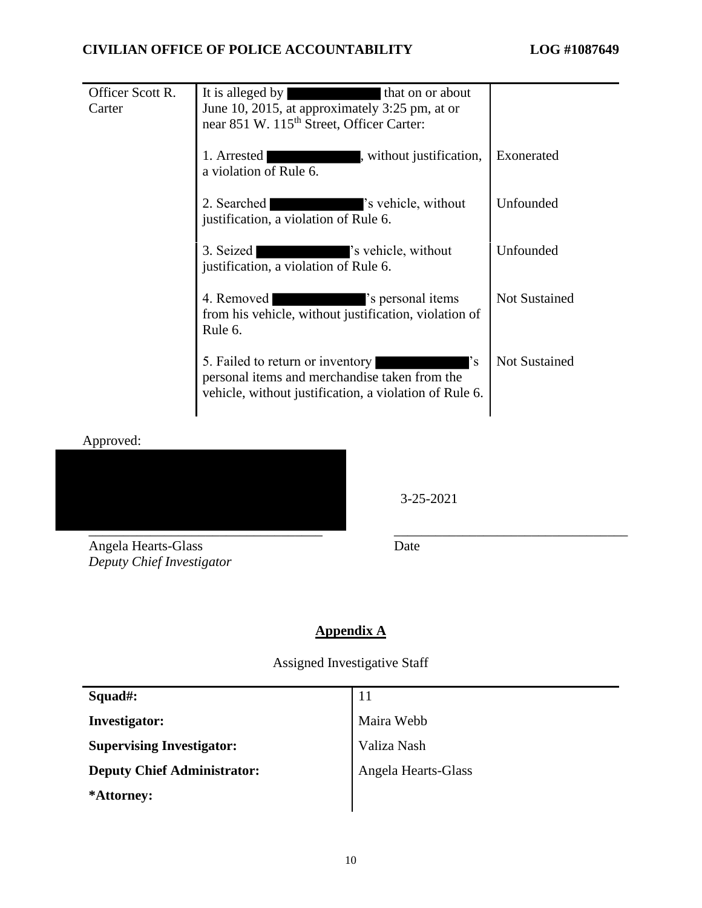| | | |
|---|---|---|
| Officer Scott R. Carter | It is alleged by [REDACTED] that on or about June 10, 2015, at approximately 3:25 pm, at or near 851 W. 115th Street, Officer Carter: | |
| | 1. Arrested [REDACTED], without justification, a violation of Rule 6. | Exonerated |
| | 2. Searched [REDACTED]'s vehicle, without justification, a violation of Rule 6. | Unfounded |
| | 3. Seized [REDACTED]'s vehicle, without justification, a violation of Rule 6. | Unfounded |
| | 4. Removed [REDACTED]'s personal items from his vehicle, without justification, violation of Rule 6. | Not Sustained |
| | 5. Failed to return or inventory [REDACTED]'s personal items and merchandise taken from the vehicle, without justification, a violation of Rule 6. | Not Sustained |

Approved:

[REDACTED]

Angela Hearts-Glass
*Deputy Chief Investigator*

3-25-2021

Date

## Appendix A

Assigned Investigative Staff

| | |
|---|---|
| **Squad#:** | 11 |
| **Investigator:** | Maira Webb |
| **Supervising Investigator:** | Valiza Nash |
| **Deputy Chief Administrator:** | Angela Hearts-Glass |
| ***Attorney:** | |